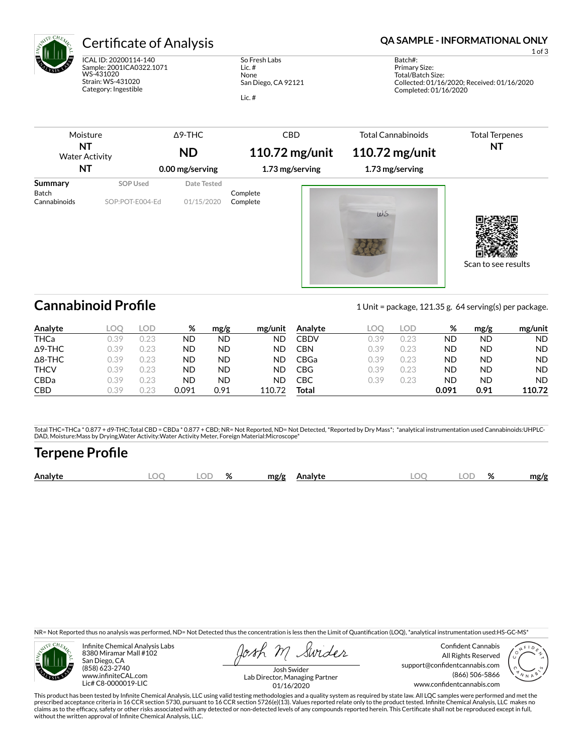# Certificate of Analysis

**QA SAMPLE - INFORMATIONAL ONLY**

ICAL ID: 20200114-140
Sample: 2001ICA0322.1071
WS-431020
Strain: WS-431020
Category: Ingestible

So Fresh Labs
Lic. #
None
San Diego, CA 92121

Lic. #

Batch#:
Primary Size:
Total/Batch Size:
Collected: 01/16/2020; Received: 01/16/2020
Completed: 01/16/2020

| Moisture | Δ9-THC | CBD | Total Cannabinoids | Total Terpenes |
|---|---|---|---|---|
| **NT** | **ND** | **110.72 mg/unit** | **110.72 mg/unit** | **NT** |
| Water Activity **NT** | **0.00 mg/serving** | **1.73 mg/serving** | **1.73 mg/serving** | |

| Summary | SOP Used | Date Tested | |
|---|---|---|---|
| Batch | | | Complete |
| Cannabinoids | SOP:POT-E004-Ed | 01/15/2020 | Complete |

Scan to see results

## Cannabinoid Profile

1 Unit = package, 121.35 g. 64 serving(s) per package.

| Analyte | LOQ | LOD | % | mg/g | mg/unit | Analyte | LOQ | LOD | % | mg/g | mg/unit |
|---|---|---|---|---|---|---|---|---|---|---|---|
| THCa | 0.39 | 0.23 | ND | ND | ND | CBDV | 0.39 | 0.23 | ND | ND | ND |
| Δ9-THC | 0.39 | 0.23 | ND | ND | ND | CBN | 0.39 | 0.23 | ND | ND | ND |
| Δ8-THC | 0.39 | 0.23 | ND | ND | ND | CBGa | 0.39 | 0.23 | ND | ND | ND |
| THCV | 0.39 | 0.23 | ND | ND | ND | CBG | 0.39 | 0.23 | ND | ND | ND |
| CBDa | 0.39 | 0.23 | ND | ND | ND | CBC | 0.39 | 0.23 | ND | ND | ND |
| CBD | 0.39 | 0.23 | 0.091 | 0.91 | 110.72 | **Total** | | | **0.091** | **0.91** | **110.72** |

Total THC=THCa * 0.877 + d9-THC;Total CBD = CBDa * 0.877 + CBD; NR= Not Reported, ND= Not Detected, *Reported by Dry Mass*; *analytical instrumentation used Cannabinoids:UHPLC-DAD, Moisture:Mass by Drying,Water Activity:Water Activity Meter, Foreign Material:Microscope*

## Terpene Profile

| Analyte | LOQ | LOD | % | mg/g | Analyte | LOQ | LOD | % | mg/g |
|---|---|---|---|---|---|---|---|---|---|

NR= Not Reported thus no analysis was performed, ND= Not Detected thus the concentration is less then the Limit of Quantification (LOQ), *analytical instrumentation used:HS-GC-MS*

Infinite Chemical Analysis Labs
8380 Miramar Mall #102
San Diego, CA
(858) 623-2740
www.infiniteCAL.com
Lic# C8-0000019-LIC

Josh Swider
Lab Director, Managing Partner
01/16/2020

Confident Cannabis
All Rights Reserved
support@confidentcannabis.com
(866) 506-5866
www.confidentcannabis.com

This product has been tested by Infinite Chemical Analysis, LLC using valid testing methodologies and a quality system as required by state law. All LQC samples were performed and met the prescribed acceptance criteria in 16 CCR section 5730, pursuant to 16 CCR section 5726(e)(13). Values reported relate only to the product tested. Infinite Chemical Analysis, LLC makes no claims as to the efficacy, safety or other risks associated with any detected or non-detected levels of any compounds reported herein. This Certificate shall not be reproduced except in full, without the written approval of Infinite Chemical Analysis, LLC.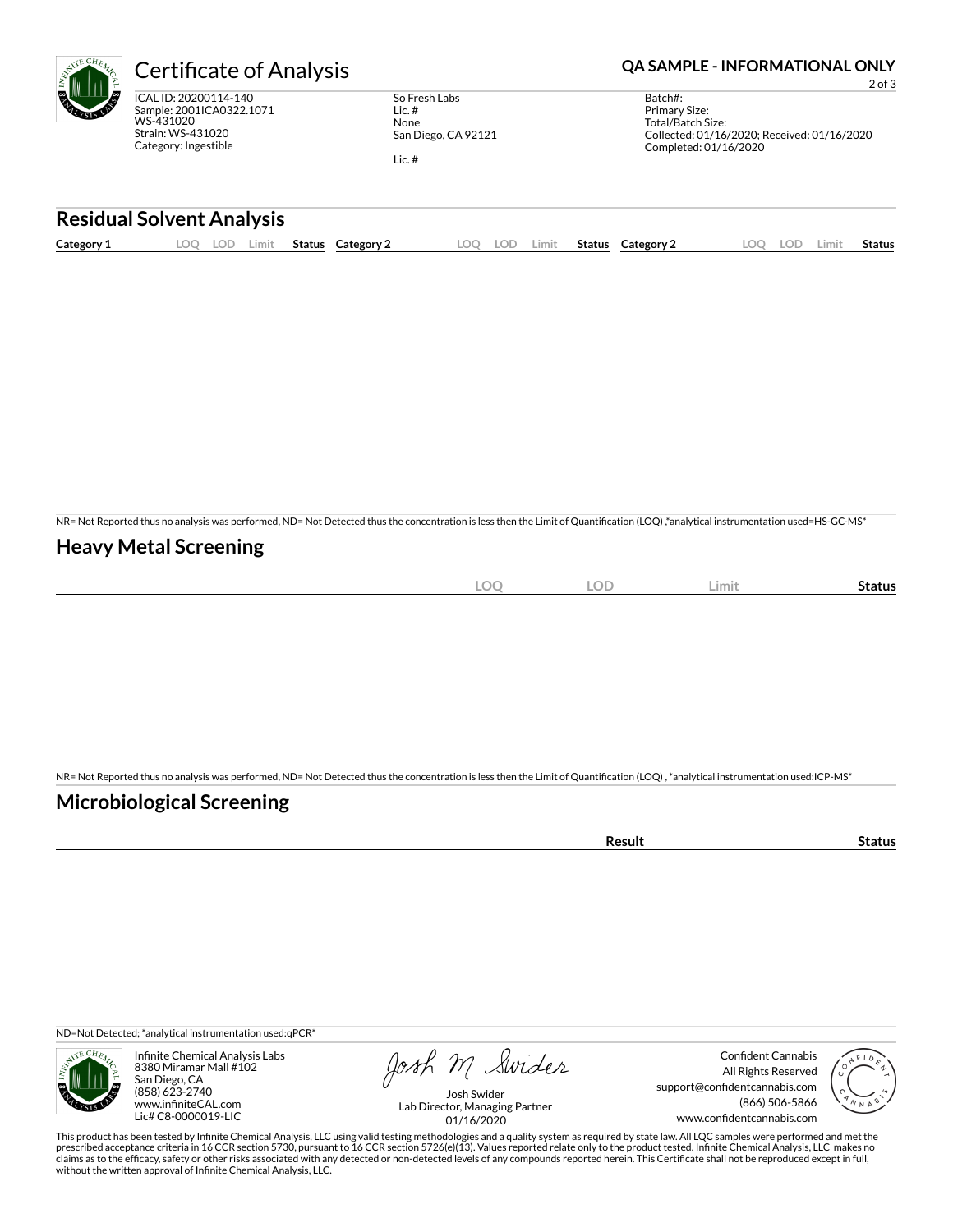# Certificate of Analysis

**QA SAMPLE - INFORMATIONAL ONLY**

ICAL ID: 20200114-140
Sample: 2001ICA0322.1071
WS-431020
Strain: WS-431020
Category: Ingestible

So Fresh Labs
Lic. #
None
San Diego, CA 92121

Lic. #

Batch#:
Primary Size:
Total/Batch Size:
Collected: 01/16/2020; Received: 01/16/2020
Completed: 01/16/2020

## Residual Solvent Analysis

| Category 1 | LOQ | LOD | Limit | Status | Category 2 | LOQ | LOD | Limit | Status | Category 2 | LOQ | LOD | Limit | Status |
|---|---|---|---|---|---|---|---|---|---|---|---|---|---|---|

NR= Not Reported thus no analysis was performed, ND= Not Detected thus the concentration is less then the Limit of Quantification (LOQ) ,*analytical instrumentation used=HS-GC-MS*

## Heavy Metal Screening

| | LOQ | LOD | Limit | Status |
|---|---|---|---|---|

NR= Not Reported thus no analysis was performed, ND= Not Detected thus the concentration is less then the Limit of Quantification (LOQ) , *analytical instrumentation used:ICP-MS*

## Microbiological Screening

| | Result | Status |
|---|---|---|

ND=Not Detected; *analytical instrumentation used:qPCR*

Infinite Chemical Analysis Labs
8380 Miramar Mall #102
San Diego, CA
(858) 623-2740
www.infiniteCAL.com
Lic# C8-0000019-LIC

Josh Swider
Lab Director, Managing Partner
01/16/2020

Confident Cannabis
All Rights Reserved
support@confidentcannabis.com
(866) 506-5866
www.confidentcannabis.com

This product has been tested by Infinite Chemical Analysis, LLC using valid testing methodologies and a quality system as required by state law. All LQC samples were performed and met the prescribed acceptance criteria in 16 CCR section 5730, pursuant to 16 CCR section 5726(e)(13). Values reported relate only to the product tested. Infinite Chemical Analysis, LLC makes no claims as to the efficacy, safety or other risks associated with any detected or non-detected levels of any compounds reported herein. This Certificate shall not be reproduced except in full, without the written approval of Infinite Chemical Analysis, LLC.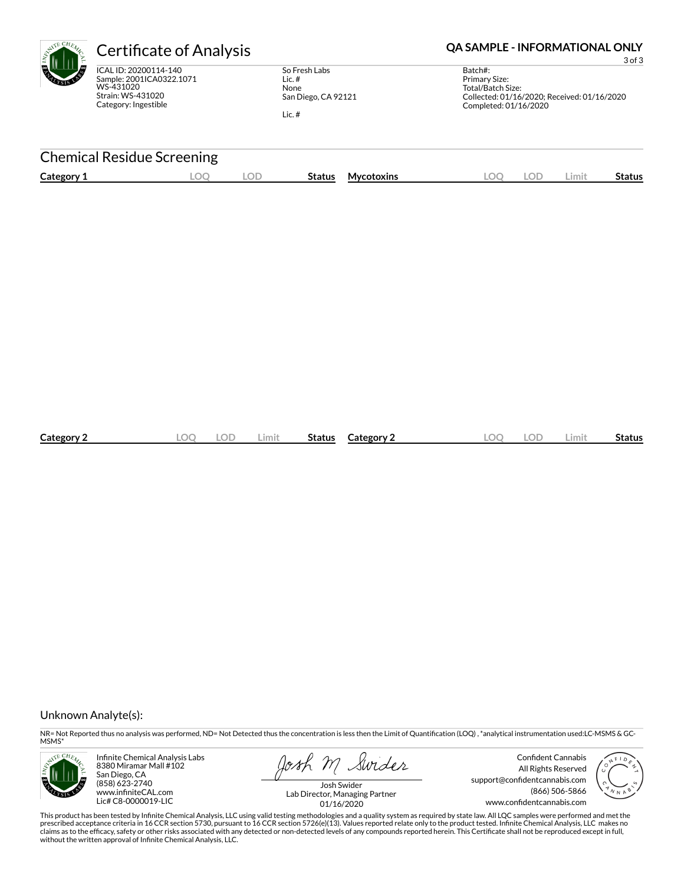# Certificate of Analysis

**QA SAMPLE - INFORMATIONAL ONLY**

ICAL ID: 20200114-140
Sample: 2001ICA0322.1071
WS-431020
Strain: WS-431020
Category: Ingestible

So Fresh Labs
Lic. #
None
San Diego, CA 92121

Lic. #

Batch#:
Primary Size:
Total/Batch Size:
Collected: 01/16/2020; Received: 01/16/2020
Completed: 01/16/2020

## Chemical Residue Screening

| Category 1 | LOQ | LOD | Status |
|---|---|---|---|

| Mycotoxins | LOQ | LOD | Limit | Status |
|---|---|---|---|---|

| Category 2 | LOQ | LOD | Limit | Status |
|---|---|---|---|---|

| Category 2 | LOQ | LOD | Limit | Status |
|---|---|---|---|---|

Unknown Analyte(s):

NR= Not Reported thus no analysis was performed, ND= Not Detected thus the concentration is less then the Limit of Quantification (LOQ) , *analytical instrumentation used:LC-MSMS & GC-MSMS*

Infinite Chemical Analysis Labs
8380 Miramar Mall #102
San Diego, CA
(858) 623-2740
www.infiniteCAL.com
Lic# C8-0000019-LIC

Josh Swider
Lab Director, Managing Partner
01/16/2020

Confident Cannabis
All Rights Reserved
support@confidentcannabis.com
(866) 506-5866
www.confidentcannabis.com

This product has been tested by Infinite Chemical Analysis, LLC using valid testing methodologies and a quality system as required by state law. All LQC samples were performed and met the prescribed acceptance criteria in 16 CCR section 5730, pursuant to 16 CCR section 5726(e)(13). Values reported relate only to the product tested. Infinite Chemical Analysis, LLC makes no claims as to the efficacy, safety or other risks associated with any detected or non-detected levels of any compounds reported herein. This Certificate shall not be reproduced except in full, without the written approval of Infinite Chemical Analysis, LLC.